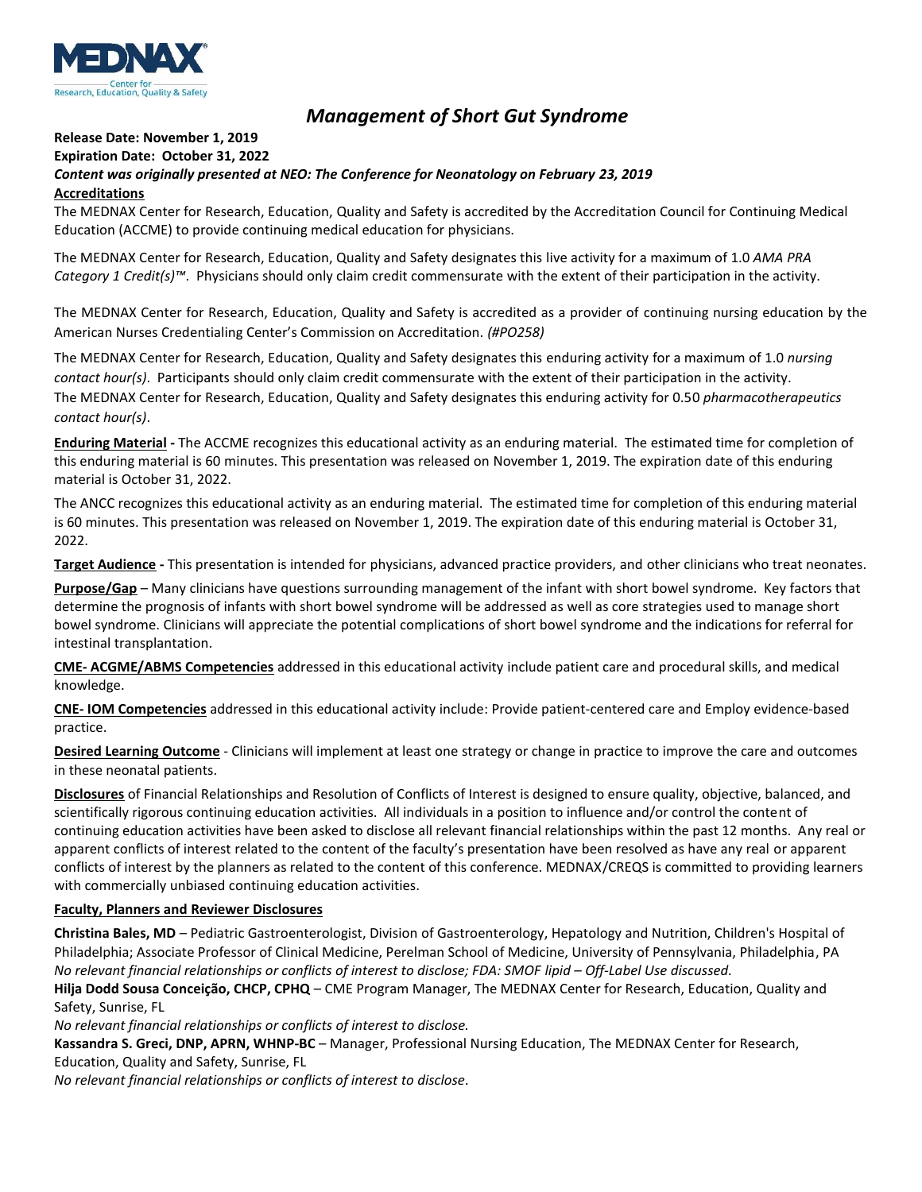# Management of Short Gut Syndrome

**Release Date: November 1, 2019**
**Expiration Date: October 31, 2022**
***Content was originally presented at NEO: The Conference for Neonatology on February 23, 2019***

**Accreditations**

The MEDNAX Center for Research, Education, Quality and Safety is accredited by the Accreditation Council for Continuing Medical Education (ACCME) to provide continuing medical education for physicians.

The MEDNAX Center for Research, Education, Quality and Safety designates this live activity for a maximum of 1.0 *AMA PRA Category 1 Credit(s)™*. Physicians should only claim credit commensurate with the extent of their participation in the activity.

The MEDNAX Center for Research, Education, Quality and Safety is accredited as a provider of continuing nursing education by the American Nurses Credentialing Center's Commission on Accreditation. *(#PO258)*

The MEDNAX Center for Research, Education, Quality and Safety designates this enduring activity for a maximum of 1.0 *nursing contact hour(s)*. Participants should only claim credit commensurate with the extent of their participation in the activity.
The MEDNAX Center for Research, Education, Quality and Safety designates this enduring activity for 0.50 *pharmacotherapeutics contact hour(s)*.

**Enduring Material -** The ACCME recognizes this educational activity as an enduring material. The estimated time for completion of this enduring material is 60 minutes. This presentation was released on November 1, 2019. The expiration date of this enduring material is October 31, 2022.

The ANCC recognizes this educational activity as an enduring material. The estimated time for completion of this enduring material is 60 minutes. This presentation was released on November 1, 2019. The expiration date of this enduring material is October 31, 2022.

**Target Audience -** This presentation is intended for physicians, advanced practice providers, and other clinicians who treat neonates.

**Purpose/Gap** – Many clinicians have questions surrounding management of the infant with short bowel syndrome. Key factors that determine the prognosis of infants with short bowel syndrome will be addressed as well as core strategies used to manage short bowel syndrome. Clinicians will appreciate the potential complications of short bowel syndrome and the indications for referral for intestinal transplantation.

**CME- ACGME/ABMS Competencies** addressed in this educational activity include patient care and procedural skills, and medical knowledge.

**CNE- IOM Competencies** addressed in this educational activity include: Provide patient-centered care and Employ evidence-based practice.

**Desired Learning Outcome** - Clinicians will implement at least one strategy or change in practice to improve the care and outcomes in these neonatal patients.

**Disclosures** of Financial Relationships and Resolution of Conflicts of Interest is designed to ensure quality, objective, balanced, and scientifically rigorous continuing education activities. All individuals in a position to influence and/or control the content of continuing education activities have been asked to disclose all relevant financial relationships within the past 12 months. Any real or apparent conflicts of interest related to the content of the faculty's presentation have been resolved as have any real or apparent conflicts of interest by the planners as related to the content of this conference. MEDNAX/CREQS is committed to providing learners with commercially unbiased continuing education activities.

**Faculty, Planners and Reviewer Disclosures**

**Christina Bales, MD** – Pediatric Gastroenterologist, Division of Gastroenterology, Hepatology and Nutrition, Children's Hospital of Philadelphia; Associate Professor of Clinical Medicine, Perelman School of Medicine, University of Pennsylvania, Philadelphia, PA
*No relevant financial relationships or conflicts of interest to disclose; FDA: SMOF lipid – Off-Label Use discussed.*

**Hilja Dodd Sousa Conceição, CHCP, CPHQ** – CME Program Manager, The MEDNAX Center for Research, Education, Quality and Safety, Sunrise, FL
*No relevant financial relationships or conflicts of interest to disclose.*

**Kassandra S. Greci, DNP, APRN, WHNP-BC** – Manager, Professional Nursing Education, The MEDNAX Center for Research, Education, Quality and Safety, Sunrise, FL
*No relevant financial relationships or conflicts of interest to disclose.*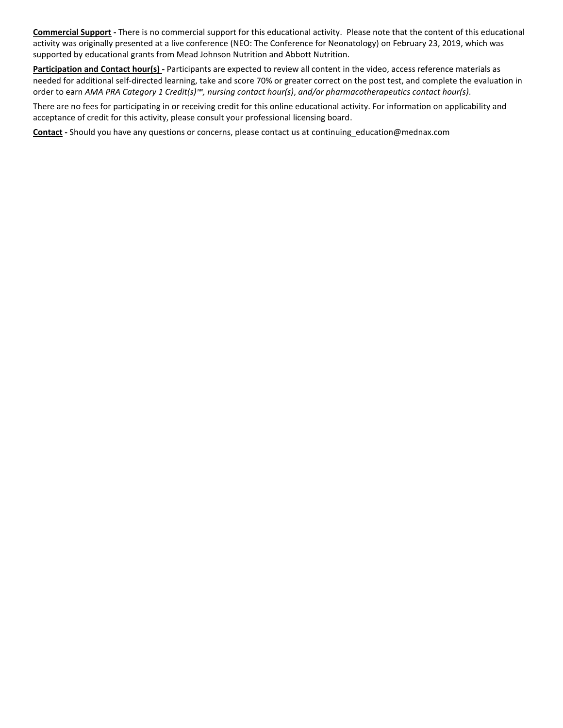**<u>Commercial Support</u> -** There is no commercial support for this educational activity. Please note that the content of this educational activity was originally presented at a live conference (NEO: The Conference for Neonatology) on February 23, 2019, which was supported by educational grants from Mead Johnson Nutrition and Abbott Nutrition.

**<u>Participation and Contact hour(s)</u> -** Participants are expected to review all content in the video, access reference materials as needed for additional self-directed learning, take and score 70% or greater correct on the post test, and complete the evaluation in order to earn *AMA PRA Category 1 Credit(s)™, nursing contact hour(s), and/or pharmacotherapeutics contact hour(s).*

There are no fees for participating in or receiving credit for this online educational activity. For information on applicability and acceptance of credit for this activity, please consult your professional licensing board.

**<u>Contact</u> -** Should you have any questions or concerns, please contact us at continuing_education@mednax.com